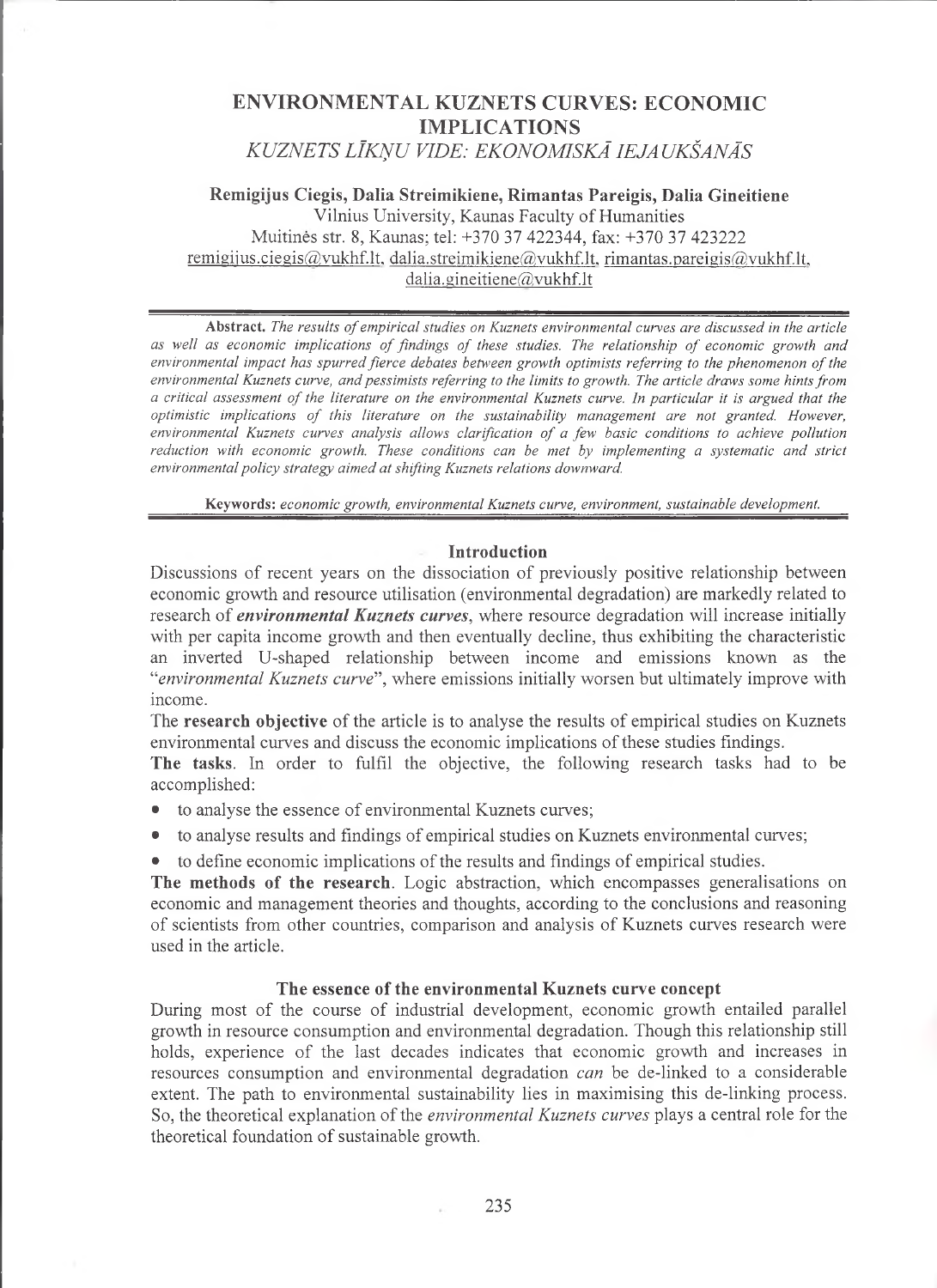# ENVIRONMENTAL KUZNETS CURVES: ECONOMIC IMPLICATIONS

## *KUZNETS LĪKŅU VIDE: EKONOMISKĀ IEJAUKŠANĀS*

**Remigijus Ciegis, Dalia Streimikiene, Rimantas Pareigis, Dalia Gineitiene**

Vilnius University, Kaunas Faculty of Humanities

Muitinės str. 8, Kaunas; tel: +370 37 422344, fax: +370 37 423222

remigijus.ciegis@vukhf.lt, dalia.streimikiene@vukhf.lt, rimantas.pareigis@vukhf.lt, dalia.gineitiene@vukhf.lt

**Abstract.** *The results of empirical studies on Kuznets environmental curves are discussed in the article as well as economic implications of findings of these studies. The relationship of economic growth and environmental impact has spurred fierce debates between growth optimists referring to the phenomenon of the environmental Kuznets curve, and pessimists referring to the limits to growth. The article draws some hints from a critical assessment of the literature on the environmental Kuznets curve. In particular it is argued that the optimistic implications of this literature on the sustainability management are not granted. However, environmental Kuznets curves analysis allows clarification of a few basic conditions to achieve pollution reduction with economic growth. These conditions can be met by implementing a systematic and strict environmental policy strategy aimed at shifting Kuznets relations downward.*

**Keywords:** *economic growth, environmental Kuznets curve, environment, sustainable development.*

### Introduction

Discussions of recent years on the dissociation of previously positive relationship between economic growth and resource utilisation (environmental degradation) are markedly related to research of ***environmental Kuznets curves***, where resource degradation will increase initially with per capita income growth and then eventually decline, thus exhibiting the characteristic an inverted U-shaped relationship between income and emissions known as the "*environmental Kuznets curve*", where emissions initially worsen but ultimately improve with income.

The **research objective** of the article is to analyse the results of empirical studies on Kuznets environmental curves and discuss the economic implications of these studies findings.

**The tasks**. In order to fulfil the objective, the following research tasks had to be accomplished:

- to analyse the essence of environmental Kuznets curves;
- to analyse results and findings of empirical studies on Kuznets environmental curves;
- to define economic implications of the results and findings of empirical studies.

**The methods of the research**. Logic abstraction, which encompasses generalisations on economic and management theories and thoughts, according to the conclusions and reasoning of scientists from other countries, comparison and analysis of Kuznets curves research were used in the article.

### The essence of the environmental Kuznets curve concept

During most of the course of industrial development, economic growth entailed parallel growth in resource consumption and environmental degradation. Though this relationship still holds, experience of the last decades indicates that economic growth and increases in resources consumption and environmental degradation *can* be de-linked to a considerable extent. The path to environmental sustainability lies in maximising this de-linking process. So, the theoretical explanation of the *environmental Kuznets curves* plays a central role for the theoretical foundation of sustainable growth.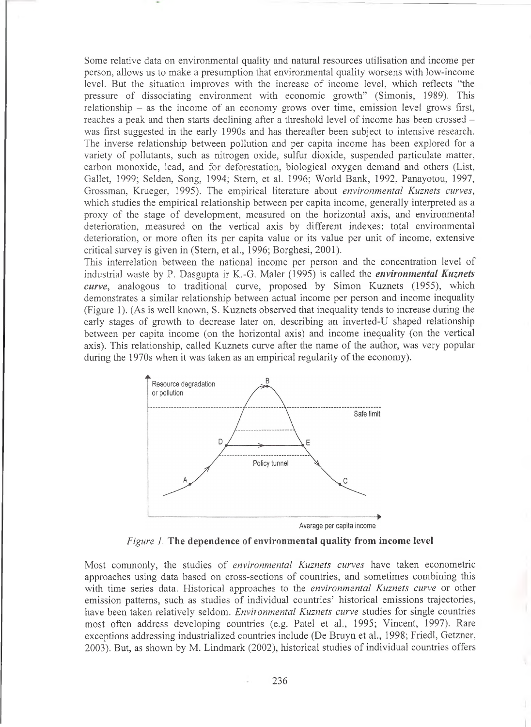Some relative data on environmental quality and natural resources utilisation and income per person, allows us to make a presumption that environmental quality worsens with low-income level. But the situation improves with the increase of income level, which reflects "the pressure of dissociating environment with economic growth" (Simonis, 1989). This relationship – as the income of an economy grows over time, emission level grows first, reaches a peak and then starts declining after a threshold level of income has been crossed – was first suggested in the early 1990s and has thereafter been subject to intensive research. The inverse relationship between pollution and per capita income has been explored for a variety of pollutants, such as nitrogen oxide, sulfur dioxide, suspended particulate matter, carbon monoxide, lead, and for deforestation, biological oxygen demand and others (List, Gallet, 1999; Selden, Song, 1994; Stern, et al. 1996; World Bank, 1992, Panayotou, 1997, Grossman, Krueger, 1995). The empirical literature about *environmental Kuznets curves*, which studies the empirical relationship between per capita income, generally interpreted as a proxy of the stage of development, measured on the horizontal axis, and environmental deterioration, measured on the vertical axis by different indexes: total environmental deterioration, or more often its per capita value or its value per unit of income, extensive critical survey is given in (Stern, et al., 1996; Borghesi, 2001).

This interrelation between the national income per person and the concentration level of industrial waste by P. Dasgupta ir K.-G. Maler (1995) is called the ***environmental Kuznets curve***, analogous to traditional curve, proposed by Simon Kuznets (1955), which demonstrates a similar relationship between actual income per person and income inequality (Figure 1). (As is well known, S. Kuznets observed that inequality tends to increase during the early stages of growth to decrease later on, describing an inverted-U shaped relationship between per capita income (on the horizontal axis) and income inequality (on the vertical axis). This relationship, called Kuznets curve after the name of the author, was very popular during the 1970s when it was taken as an empirical regularity of the economy).

*Figure 1.* **The dependence of environmental quality from income level**

Most commonly, the studies of *environmental Kuznets curves* have taken econometric approaches using data based on cross-sections of countries, and sometimes combining this with time series data. Historical approaches to the *environmental Kuznets curve* or other emission patterns, such as studies of individual countries' historical emissions trajectories, have been taken relatively seldom. *Environmental Kuznets curve* studies for single countries most often address developing countries (e.g. Patel et al., 1995; Vincent, 1997). Rare exceptions addressing industrialized countries include (De Bruyn et al., 1998; Friedl, Getzner, 2003). But, as shown by M. Lindmark (2002), historical studies of individual countries offers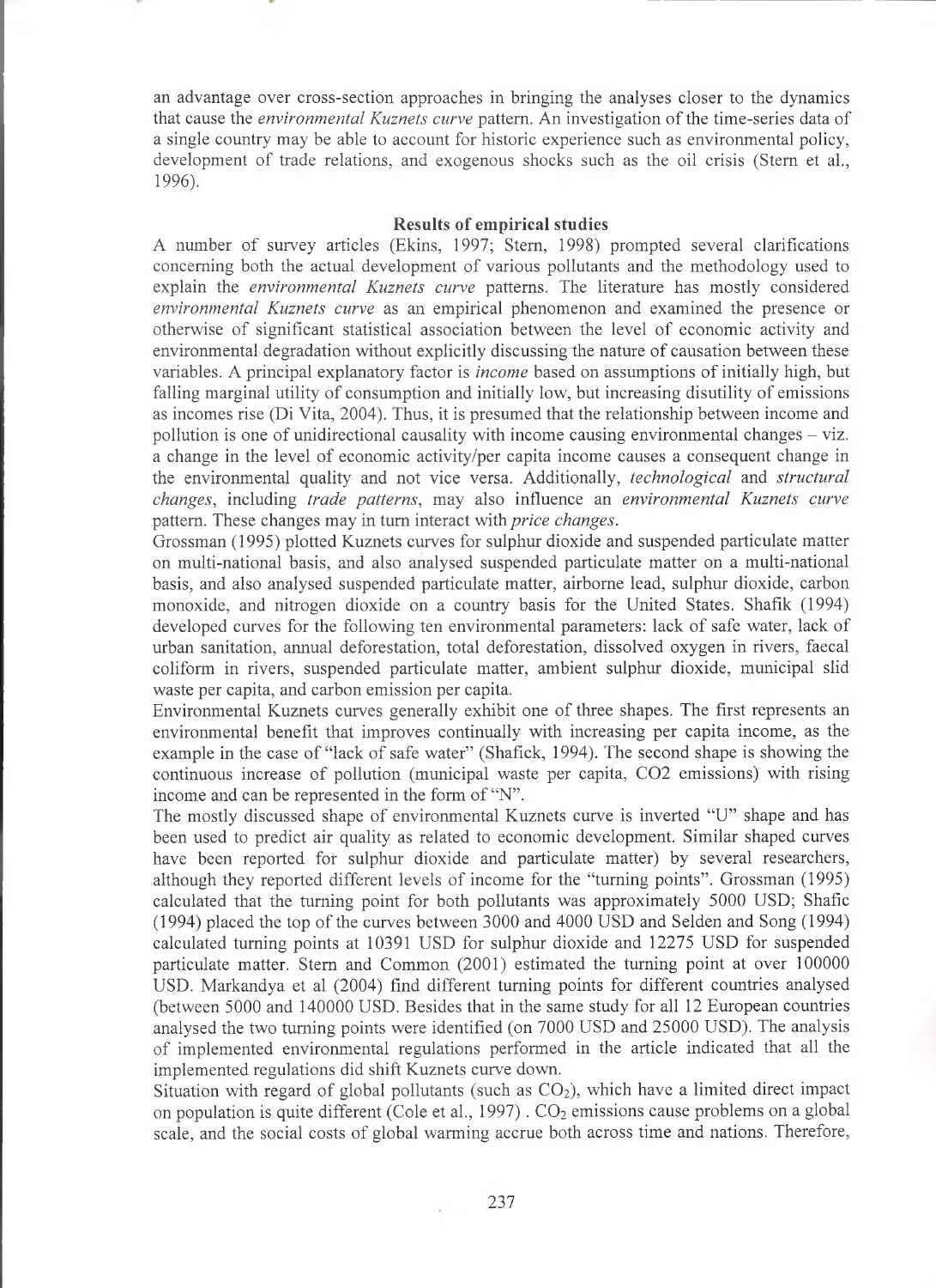an advantage over cross-section approaches in bringing the analyses closer to the dynamics that cause the *environmental Kuznets curve* pattern. An investigation of the time-series data of a single country may be able to account for historic experience such as environmental policy, development of trade relations, and exogenous shocks such as the oil crisis (Stern et al., 1996).

## Results of empirical studies

A number of survey articles (Ekins, 1997; Stern, 1998) prompted several clarifications concerning both the actual development of various pollutants and the methodology used to explain the *environmental Kuznets curve* patterns. The literature has mostly considered *environmental Kuznets curve* as an empirical phenomenon and examined the presence or otherwise of significant statistical association between the level of economic activity and environmental degradation without explicitly discussing the nature of causation between these variables. A principal explanatory factor is *income* based on assumptions of initially high, but falling marginal utility of consumption and initially low, but increasing disutility of emissions as incomes rise (Di Vita, 2004). Thus, it is presumed that the relationship between income and pollution is one of unidirectional causality with income causing environmental changes – viz. a change in the level of economic activity/per capita income causes a consequent change in the environmental quality and not vice versa. Additionally, *technological* and *structural changes*, including *trade patterns*, may also influence an *environmental Kuznets curve* pattern. These changes may in turn interact with *price changes*.

Grossman (1995) plotted Kuznets curves for sulphur dioxide and suspended particulate matter on multi-national basis, and also analysed suspended particulate matter on a multi-national basis, and also analysed suspended particulate matter, airborne lead, sulphur dioxide, carbon monoxide, and nitrogen dioxide on a country basis for the United States. Shafik (1994) developed curves for the following ten environmental parameters: lack of safe water, lack of urban sanitation, annual deforestation, total deforestation, dissolved oxygen in rivers, faecal coliform in rivers, suspended particulate matter, ambient sulphur dioxide, municipal slid waste per capita, and carbon emission per capita.

Environmental Kuznets curves generally exhibit one of three shapes. The first represents an environmental benefit that improves continually with increasing per capita income, as the example in the case of "lack of safe water" (Shafick, 1994). The second shape is showing the continuous increase of pollution (municipal waste per capita, CO2 emissions) with rising income and can be represented in the form of "N".

The mostly discussed shape of environmental Kuznets curve is inverted "U" shape and has been used to predict air quality as related to economic development. Similar shaped curves have been reported for sulphur dioxide and particulate matter) by several researchers, although they reported different levels of income for the "turning points". Grossman (1995) calculated that the turning point for both pollutants was approximately 5000 USD; Shafic (1994) placed the top of the curves between 3000 and 4000 USD and Selden and Song (1994) calculated turning points at 10391 USD for sulphur dioxide and 12275 USD for suspended particulate matter. Stern and Common (2001) estimated the turning point at over 100000 USD. Markandya et al (2004) find different turning points for different countries analysed (between 5000 and 140000 USD. Besides that in the same study for all 12 European countries analysed the two turning points were identified (on 7000 USD and 25000 USD). The analysis of implemented environmental regulations performed in the article indicated that all the implemented regulations did shift Kuznets curve down.

Situation with regard of global pollutants (such as $CO_2$), which have a limited direct impact on population is quite different (Cole et al., 1997) . $CO_2$ emissions cause problems on a global scale, and the social costs of global warming accrue both across time and nations. Therefore,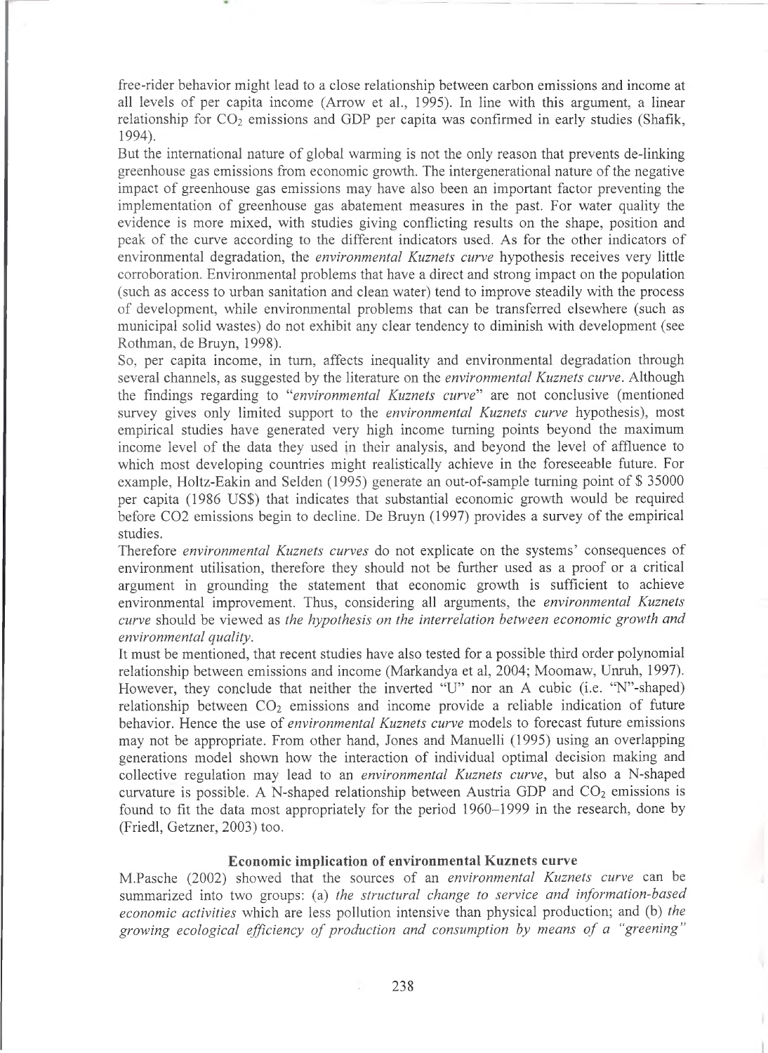free-rider behavior might lead to a close relationship between carbon emissions and income at all levels of per capita income (Arrow et al., 1995). In line with this argument, a linear relationship for $CO_2$ emissions and GDP per capita was confirmed in early studies (Shafik, 1994).

But the international nature of global warming is not the only reason that prevents de-linking greenhouse gas emissions from economic growth. The intergenerational nature of the negative impact of greenhouse gas emissions may have also been an important factor preventing the implementation of greenhouse gas abatement measures in the past. For water quality the evidence is more mixed, with studies giving conflicting results on the shape, position and peak of the curve according to the different indicators used. As for the other indicators of environmental degradation, the *environmental Kuznets curve* hypothesis receives very little corroboration. Environmental problems that have a direct and strong impact on the population (such as access to urban sanitation and clean water) tend to improve steadily with the process of development, while environmental problems that can be transferred elsewhere (such as municipal solid wastes) do not exhibit any clear tendency to diminish with development (see Rothman, de Bruyn, 1998).

So, per capita income, in turn, affects inequality and environmental degradation through several channels, as suggested by the literature on the *environmental Kuznets curve*. Although the findings regarding to "*environmental Kuznets curve*" are not conclusive (mentioned survey gives only limited support to the *environmental Kuznets curve* hypothesis), most empirical studies have generated very high income turning points beyond the maximum income level of the data they used in their analysis, and beyond the level of affluence to which most developing countries might realistically achieve in the foreseeable future. For example, Holtz-Eakin and Selden (1995) generate an out-of-sample turning point of $ 35000 per capita (1986 US$) that indicates that substantial economic growth would be required before CO2 emissions begin to decline. De Bruyn (1997) provides a survey of the empirical studies.

Therefore *environmental Kuznets curves* do not explicate on the systems' consequences of environment utilisation, therefore they should not be further used as a proof or a critical argument in grounding the statement that economic growth is sufficient to achieve environmental improvement. Thus, considering all arguments, the *environmental Kuznets curve* should be viewed as *the hypothesis on the interrelation between economic growth and environmental quality*.

It must be mentioned, that recent studies have also tested for a possible third order polynomial relationship between emissions and income (Markandya et al, 2004; Moomaw, Unruh, 1997). However, they conclude that neither the inverted "U" nor an A cubic (i.e. "N"-shaped) relationship between $CO_2$ emissions and income provide a reliable indication of future behavior. Hence the use of *environmental Kuznets curve* models to forecast future emissions may not be appropriate. From other hand, Jones and Manuelli (1995) using an overlapping generations model shown how the interaction of individual optimal decision making and collective regulation may lead to an *environmental Kuznets curve*, but also a N-shaped curvature is possible. A N-shaped relationship between Austria GDP and $CO_2$ emissions is found to fit the data most appropriately for the period 1960–1999 in the research, done by (Friedl, Getzner, 2003) too.

## Economic implication of environmental Kuznets curve

M.Pasche (2002) showed that the sources of an *environmental Kuznets curve* can be summarized into two groups: (a) *the structural change to service and information-based economic activities* which are less pollution intensive than physical production; and (b) *the growing ecological efficiency of production and consumption by means of a "greening"*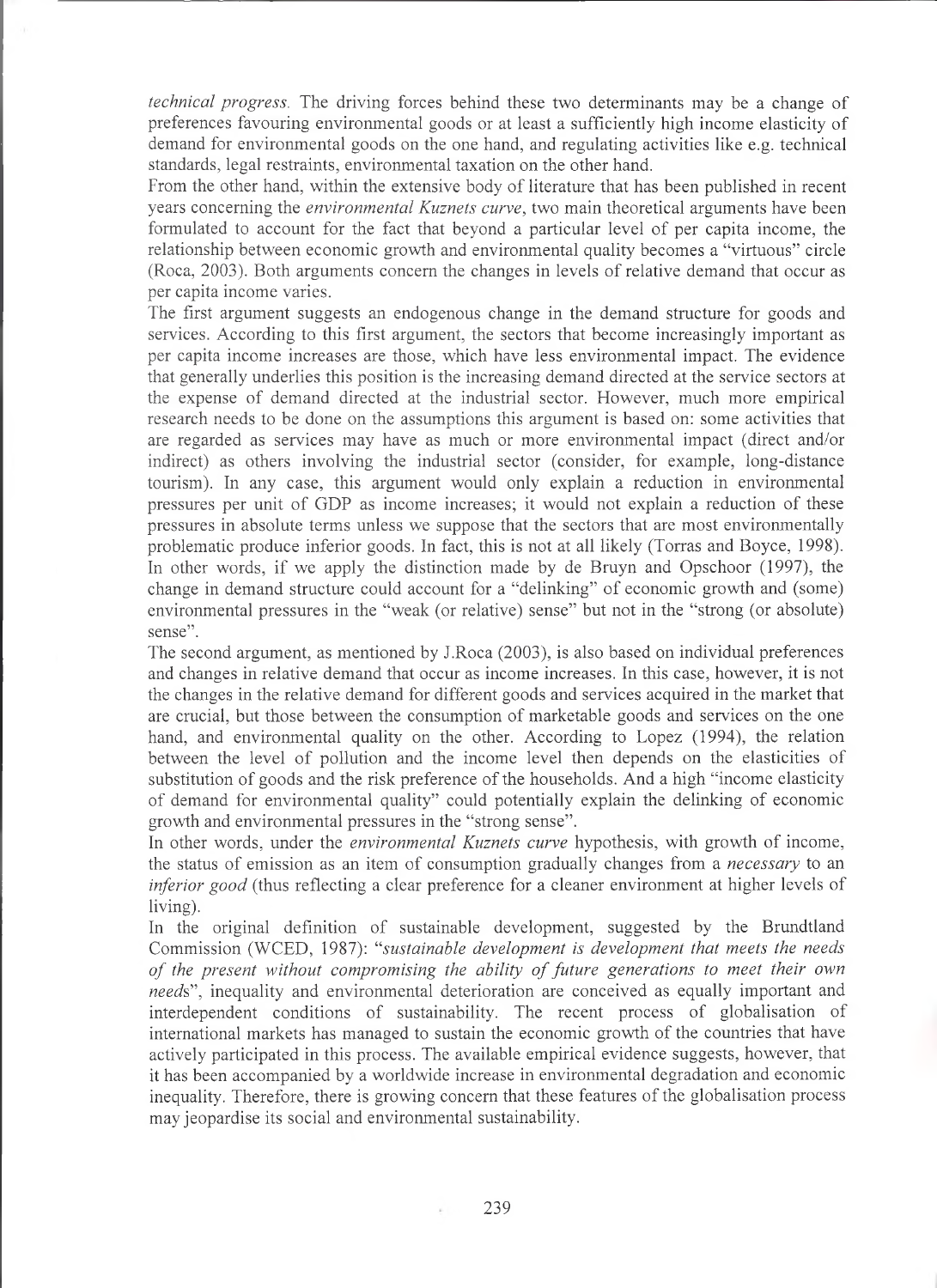*technical progress*. The driving forces behind these two determinants may be a change of preferences favouring environmental goods or at least a sufficiently high income elasticity of demand for environmental goods on the one hand, and regulating activities like e.g. technical standards, legal restraints, environmental taxation on the other hand.

From the other hand, within the extensive body of literature that has been published in recent years concerning the *environmental Kuznets curve*, two main theoretical arguments have been formulated to account for the fact that beyond a particular level of per capita income, the relationship between economic growth and environmental quality becomes a "virtuous" circle (Roca, 2003). Both arguments concern the changes in levels of relative demand that occur as per capita income varies.

The first argument suggests an endogenous change in the demand structure for goods and services. According to this first argument, the sectors that become increasingly important as per capita income increases are those, which have less environmental impact. The evidence that generally underlies this position is the increasing demand directed at the service sectors at the expense of demand directed at the industrial sector. However, much more empirical research needs to be done on the assumptions this argument is based on: some activities that are regarded as services may have as much or more environmental impact (direct and/or indirect) as others involving the industrial sector (consider, for example, long-distance tourism). In any case, this argument would only explain a reduction in environmental pressures per unit of GDP as income increases; it would not explain a reduction of these pressures in absolute terms unless we suppose that the sectors that are most environmentally problematic produce inferior goods. In fact, this is not at all likely (Torras and Boyce, 1998). In other words, if we apply the distinction made by de Bruyn and Opschoor (1997), the change in demand structure could account for a "delinking" of economic growth and (some) environmental pressures in the "weak (or relative) sense" but not in the "strong (or absolute) sense".

The second argument, as mentioned by J.Roca (2003), is also based on individual preferences and changes in relative demand that occur as income increases. In this case, however, it is not the changes in the relative demand for different goods and services acquired in the market that are crucial, but those between the consumption of marketable goods and services on the one hand, and environmental quality on the other. According to Lopez (1994), the relation between the level of pollution and the income level then depends on the elasticities of substitution of goods and the risk preference of the households. And a high "income elasticity of demand for environmental quality" could potentially explain the delinking of economic growth and environmental pressures in the "strong sense".

In other words, under the *environmental Kuznets curve* hypothesis, with growth of income, the status of emission as an item of consumption gradually changes from a *necessary* to an *inferior good* (thus reflecting a clear preference for a cleaner environment at higher levels of living).

In the original definition of sustainable development, suggested by the Brundtland Commission (WCED, 1987): "*sustainable development is development that meets the needs of the present without compromising the ability of future generations to meet their own needs*", inequality and environmental deterioration are conceived as equally important and interdependent conditions of sustainability. The recent process of globalisation of international markets has managed to sustain the economic growth of the countries that have actively participated in this process. The available empirical evidence suggests, however, that it has been accompanied by a worldwide increase in environmental degradation and economic inequality. Therefore, there is growing concern that these features of the globalisation process may jeopardise its social and environmental sustainability.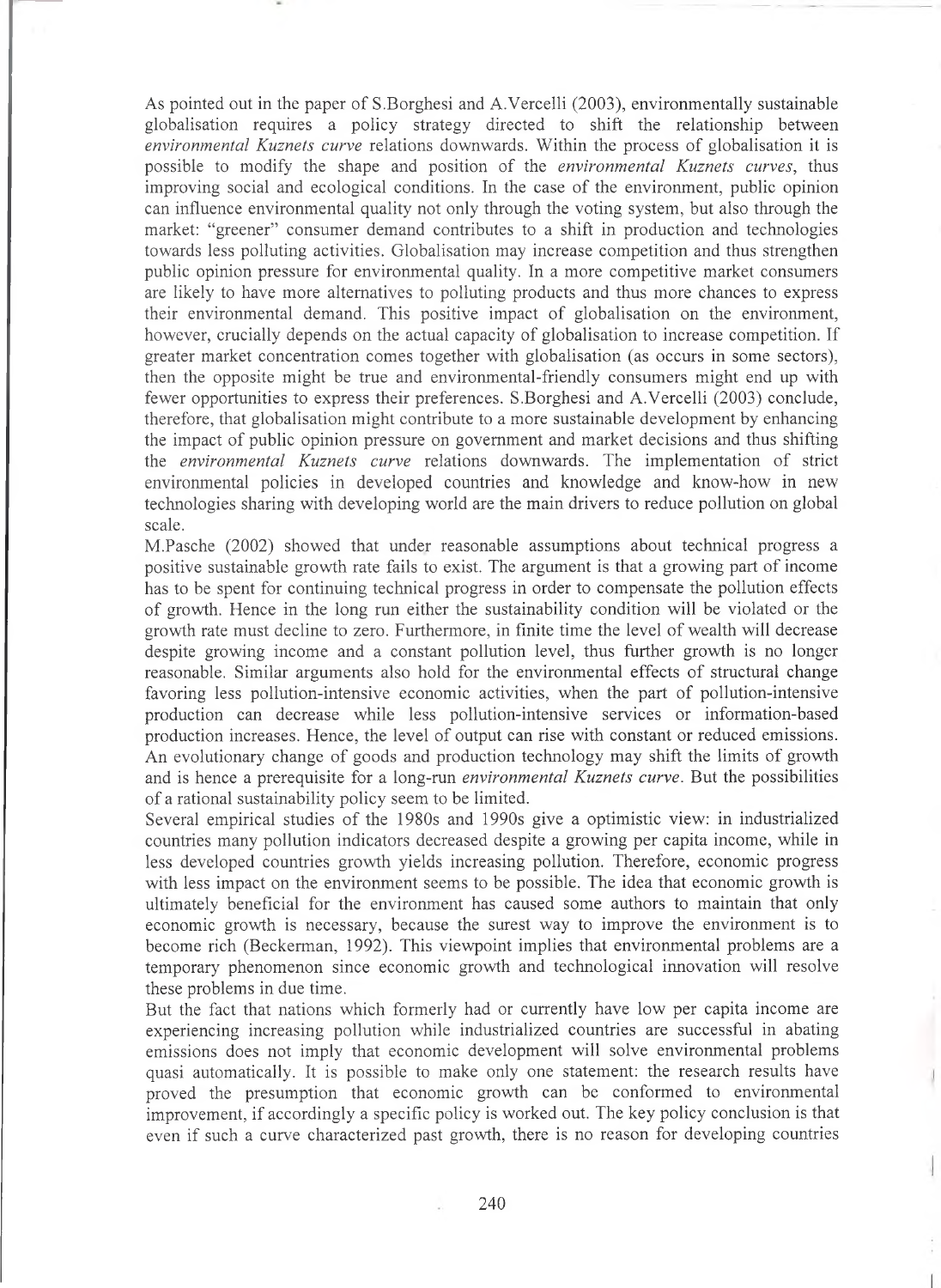As pointed out in the paper of S.Borghesi and A.Vercelli (2003), environmentally sustainable globalisation requires a policy strategy directed to shift the relationship between *environmental Kuznets curve* relations downwards. Within the process of globalisation it is possible to modify the shape and position of the *environmental Kuznets curves*, thus improving social and ecological conditions. In the case of the environment, public opinion can influence environmental quality not only through the voting system, but also through the market: "greener" consumer demand contributes to a shift in production and technologies towards less polluting activities. Globalisation may increase competition and thus strengthen public opinion pressure for environmental quality. In a more competitive market consumers are likely to have more alternatives to polluting products and thus more chances to express their environmental demand. This positive impact of globalisation on the environment, however, crucially depends on the actual capacity of globalisation to increase competition. If greater market concentration comes together with globalisation (as occurs in some sectors), then the opposite might be true and environmental-friendly consumers might end up with fewer opportunities to express their preferences. S.Borghesi and A.Vercelli (2003) conclude, therefore, that globalisation might contribute to a more sustainable development by enhancing the impact of public opinion pressure on government and market decisions and thus shifting the *environmental Kuznets curve* relations downwards. The implementation of strict environmental policies in developed countries and knowledge and know-how in new technologies sharing with developing world are the main drivers to reduce pollution on global scale.

M.Pasche (2002) showed that under reasonable assumptions about technical progress a positive sustainable growth rate fails to exist. The argument is that a growing part of income has to be spent for continuing technical progress in order to compensate the pollution effects of growth. Hence in the long run either the sustainability condition will be violated or the growth rate must decline to zero. Furthermore, in finite time the level of wealth will decrease despite growing income and a constant pollution level, thus further growth is no longer reasonable. Similar arguments also hold for the environmental effects of structural change favoring less pollution-intensive economic activities, when the part of pollution-intensive production can decrease while less pollution-intensive services or information-based production increases. Hence, the level of output can rise with constant or reduced emissions. An evolutionary change of goods and production technology may shift the limits of growth and is hence a prerequisite for a long-run *environmental Kuznets curve*. But the possibilities of a rational sustainability policy seem to be limited.

Several empirical studies of the 1980s and 1990s give a optimistic view: in industrialized countries many pollution indicators decreased despite a growing per capita income, while in less developed countries growth yields increasing pollution. Therefore, economic progress with less impact on the environment seems to be possible. The idea that economic growth is ultimately beneficial for the environment has caused some authors to maintain that only economic growth is necessary, because the surest way to improve the environment is to become rich (Beckerman, 1992). This viewpoint implies that environmental problems are a temporary phenomenon since economic growth and technological innovation will resolve these problems in due time.

But the fact that nations which formerly had or currently have low per capita income are experiencing increasing pollution while industrialized countries are successful in abating emissions does not imply that economic development will solve environmental problems quasi automatically. It is possible to make only one statement: the research results have proved the presumption that economic growth can be conformed to environmental improvement, if accordingly a specific policy is worked out. The key policy conclusion is that even if such a curve characterized past growth, there is no reason for developing countries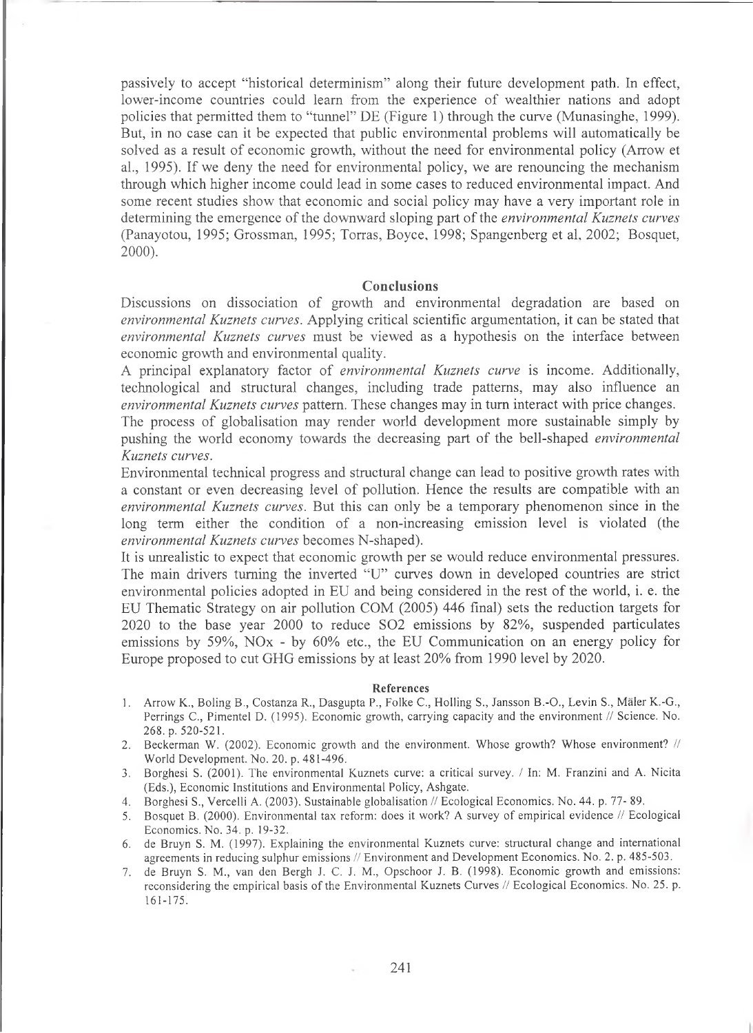passively to accept "historical determinism" along their future development path. In effect, lower-income countries could learn from the experience of wealthier nations and adopt policies that permitted them to "tunnel" DE (Figure 1) through the curve (Munasinghe, 1999). But, in no case can it be expected that public environmental problems will automatically be solved as a result of economic growth, without the need for environmental policy (Arrow et al., 1995). If we deny the need for environmental policy, we are renouncing the mechanism through which higher income could lead in some cases to reduced environmental impact. And some recent studies show that economic and social policy may have a very important role in determining the emergence of the downward sloping part of the *environmental Kuznets curves* (Panayotou, 1995; Grossman, 1995; Torras, Boyce, 1998; Spangenberg et al, 2002; Bosquet, 2000).

## Conclusions

Discussions on dissociation of growth and environmental degradation are based on *environmental Kuznets curves*. Applying critical scientific argumentation, it can be stated that *environmental Kuznets curves* must be viewed as a hypothesis on the interface between economic growth and environmental quality.

A principal explanatory factor of *environmental Kuznets curve* is income. Additionally, technological and structural changes, including trade patterns, may also influence an *environmental Kuznets curves* pattern. These changes may in turn interact with price changes.

The process of globalisation may render world development more sustainable simply by pushing the world economy towards the decreasing part of the bell-shaped *environmental Kuznets curves*.

Environmental technical progress and structural change can lead to positive growth rates with a constant or even decreasing level of pollution. Hence the results are compatible with an *environmental Kuznets curves*. But this can only be a temporary phenomenon since in the long term either the condition of a non-increasing emission level is violated (the *environmental Kuznets curves* becomes N-shaped).

It is unrealistic to expect that economic growth per se would reduce environmental pressures. The main drivers turning the inverted "U" curves down in developed countries are strict environmental policies adopted in EU and being considered in the rest of the world, i. e. the EU Thematic Strategy on air pollution COM (2005) 446 final) sets the reduction targets for 2020 to the base year 2000 to reduce $SO_2$ emissions by 82%, suspended particulates emissions by 59%, $NO_x$ - by 60% etc., the EU Communication on an energy policy for Europe proposed to cut GHG emissions by at least 20% from 1990 level by 2020.

## References

1. Arrow K., Boling B., Costanza R., Dasgupta P., Folke C., Holling S., Jansson B.-O., Levin S., Mäler K.-G., Perrings C., Pimentel D. (1995). Economic growth, carrying capacity and the environment // Science. No. 268. p. 520-521.
2. Beckerman W. (2002). Economic growth and the environment. Whose growth? Whose environment? // World Development. No. 20. p. 481-496.
3. Borghesi S. (2001). The environmental Kuznets curve: a critical survey. / In: M. Franzini and A. Nicita (Eds.), Economic Institutions and Environmental Policy, Ashgate.
4. Borghesi S., Vercelli A. (2003). Sustainable globalisation // Ecological Economics. No. 44. p. 77- 89.
5. Bosquet B. (2000). Environmental tax reform: does it work? A survey of empirical evidence // Ecological Economics. No. 34. p. 19-32.
6. de Bruyn S. M. (1997). Explaining the environmental Kuznets curve: structural change and international agreements in reducing sulphur emissions // Environment and Development Economics. No. 2. p. 485-503.
7. de Bruyn S. M., van den Bergh J. C. J. M., Opschoor J. B. (1998). Economic growth and emissions: reconsidering the empirical basis of the Environmental Kuznets Curves // Ecological Economics. No. 25. p. 161-175.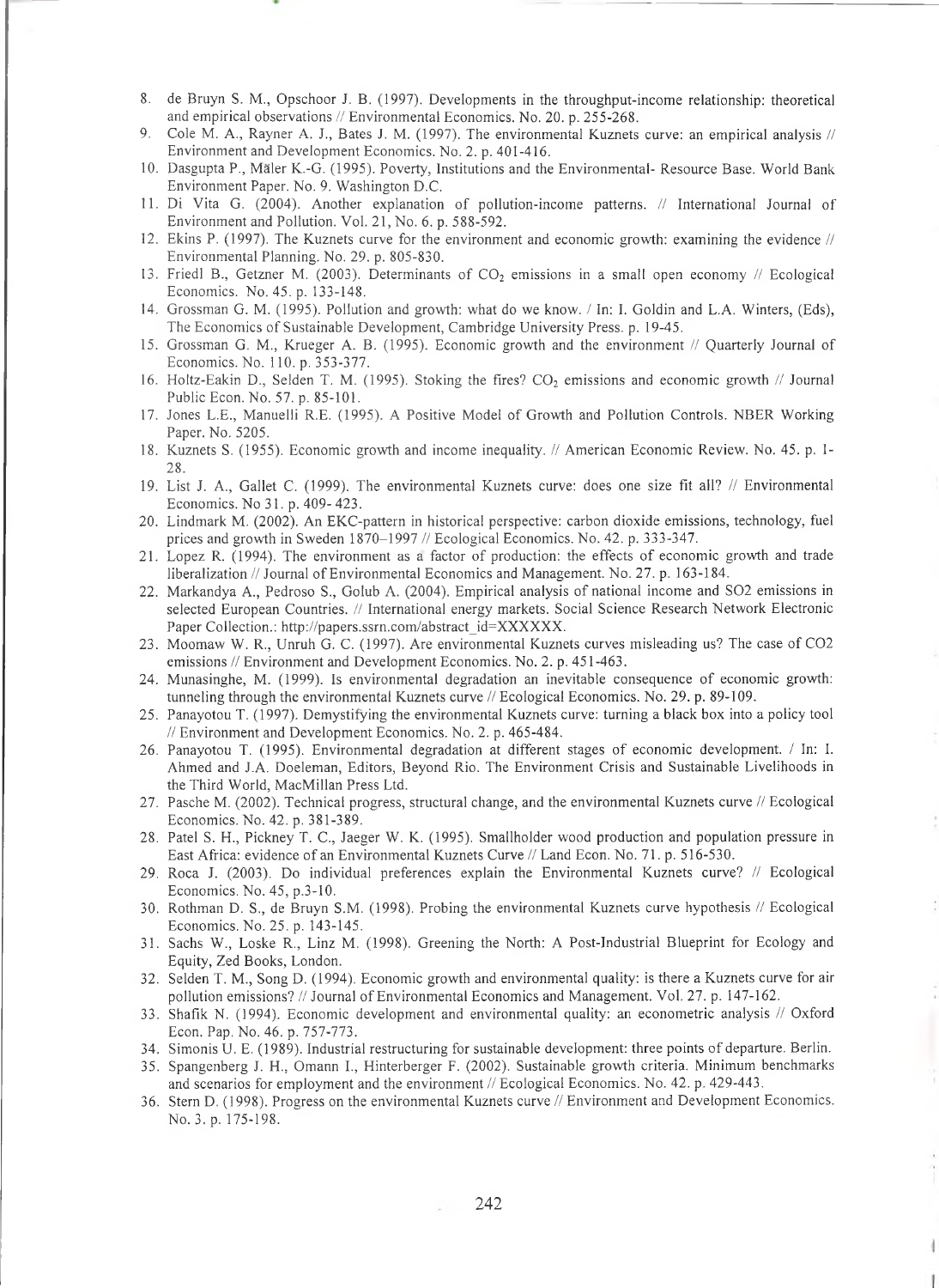8. de Bruyn S. M., Opschoor J. B. (1997). Developments in the throughput-income relationship: theoretical and empirical observations // Environmental Economics. No. 20. p. 255-268.
9. Cole M. A., Rayner A. J., Bates J. M. (1997). The environmental Kuznets curve: an empirical analysis // Environment and Development Economics. No. 2. p. 401-416.
10. Dasgupta P., Mäler K.-G. (1995). Poverty, Institutions and the Environmental- Resource Base. World Bank Environment Paper. No. 9. Washington D.C.
11. Di Vita G. (2004). Another explanation of pollution-income patterns. // International Journal of Environment and Pollution. Vol. 21, No. 6. p. 588-592.
12. Ekins P. (1997). The Kuznets curve for the environment and economic growth: examining the evidence // Environmental Planning. No. 29. p. 805-830.
13. Friedl B., Getzner M. (2003). Determinants of $CO_2$ emissions in a small open economy // Ecological Economics. No. 45. p. 133-148.
14. Grossman G. M. (1995). Pollution and growth: what do we know. / In: I. Goldin and L.A. Winters, (Eds), The Economics of Sustainable Development, Cambridge University Press. p. 19-45.
15. Grossman G. M., Krueger A. B. (1995). Economic growth and the environment // Quarterly Journal of Economics. No. 110. p. 353-377.
16. Holtz-Eakin D., Selden T. M. (1995). Stoking the fires? $CO_2$ emissions and economic growth // Journal Public Econ. No. 57. p. 85-101.
17. Jones L.E., Manuelli R.E. (1995). A Positive Model of Growth and Pollution Controls. NBER Working Paper. No. 5205.
18. Kuznets S. (1955). Economic growth and income inequality. // American Economic Review. No. 45. p. 1-28.
19. List J. A., Gallet C. (1999). The environmental Kuznets curve: does one size fit all? // Environmental Economics. No 31. p. 409- 423.
20. Lindmark M. (2002). An EKC-pattern in historical perspective: carbon dioxide emissions, technology, fuel prices and growth in Sweden 1870–1997 // Ecological Economics. No. 42. p. 333-347.
21. Lopez R. (1994). The environment as a factor of production: the effects of economic growth and trade liberalization // Journal of Environmental Economics and Management. No. 27. p. 163-184.
22. Markandya A., Pedroso S., Golub A. (2004). Empirical analysis of national income and SO2 emissions in selected European Countries. // International energy markets. Social Science Research Network Electronic Paper Collection.: http://papers.ssrn.com/abstract_id=XXXXXX.
23. Moomaw W. R., Unruh G. C. (1997). Are environmental Kuznets curves misleading us? The case of CO2 emissions // Environment and Development Economics. No. 2. p. 451-463.
24. Munasinghe, M. (1999). Is environmental degradation an inevitable consequence of economic growth: tunneling through the environmental Kuznets curve // Ecological Economics. No. 29. p. 89-109.
25. Panayotou T. (1997). Demystifying the environmental Kuznets curve: turning a black box into a policy tool // Environment and Development Economics. No. 2. p. 465-484.
26. Panayotou T. (1995). Environmental degradation at different stages of economic development. / In: I. Ahmed and J.A. Doeleman, Editors, Beyond Rio. The Environment Crisis and Sustainable Livelihoods in the Third World, MacMillan Press Ltd.
27. Pasche M. (2002). Technical progress, structural change, and the environmental Kuznets curve // Ecological Economics. No. 42. p. 381-389.
28. Patel S. H., Pickney T. C., Jaeger W. K. (1995). Smallholder wood production and population pressure in East Africa: evidence of an Environmental Kuznets Curve // Land Econ. No. 71. p. 516-530.
29. Roca J. (2003). Do individual preferences explain the Environmental Kuznets curve? // Ecological Economics. No. 45, p.3-10.
30. Rothman D. S., de Bruyn S.M. (1998). Probing the environmental Kuznets curve hypothesis // Ecological Economics. No. 25. p. 143-145.
31. Sachs W., Loske R., Linz M. (1998). Greening the North: A Post-Industrial Blueprint for Ecology and Equity, Zed Books, London.
32. Selden T. M., Song D. (1994). Economic growth and environmental quality: is there a Kuznets curve for air pollution emissions? // Journal of Environmental Economics and Management. Vol. 27. p. 147-162.
33. Shafik N. (1994). Economic development and environmental quality: an econometric analysis // Oxford Econ. Pap. No. 46. p. 757-773.
34. Simonis U. E. (1989). Industrial restructuring for sustainable development: three points of departure. Berlin.
35. Spangenberg J. H., Omann I., Hinterberger F. (2002). Sustainable growth criteria. Minimum benchmarks and scenarios for employment and the environment // Ecological Economics. No. 42. p. 429-443.
36. Stern D. (1998). Progress on the environmental Kuznets curve // Environment and Development Economics. No. 3. p. 175-198.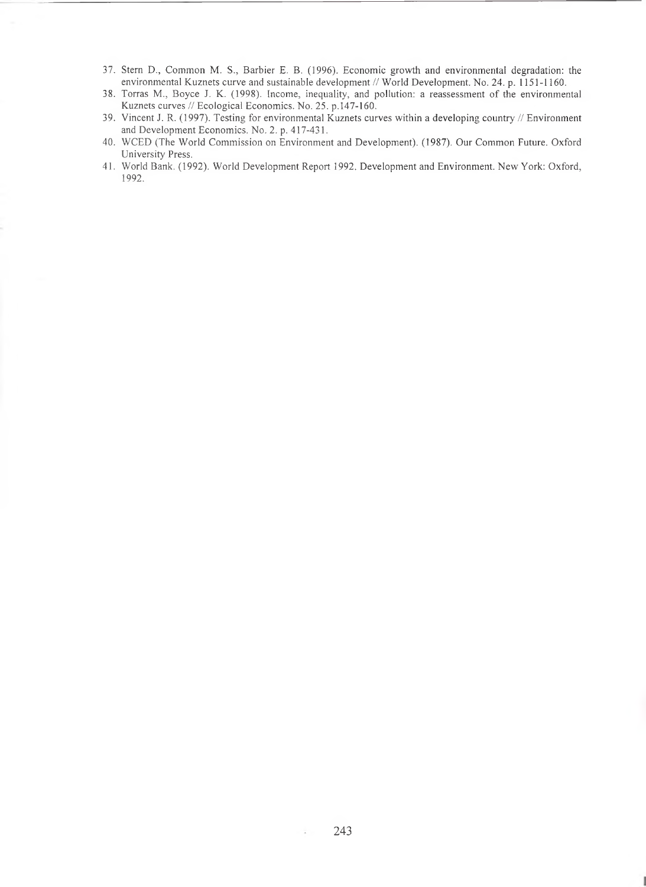37. Stern D., Common M. S., Barbier E. B. (1996). Economic growth and environmental degradation: the environmental Kuznets curve and sustainable development // World Development. No. 24. p. 1151-1160.
38. Torras M., Boyce J. K. (1998). Income, inequality, and pollution: a reassessment of the environmental Kuznets curves // Ecological Economics. No. 25. p.147-160.
39. Vincent J. R. (1997). Testing for environmental Kuznets curves within a developing country // Environment and Development Economics. No. 2. p. 417-431.
40. WCED (The World Commission on Environment and Development). (1987). Our Common Future. Oxford University Press.
41. World Bank. (1992). World Development Report 1992. Development and Environment. New York: Oxford, 1992.